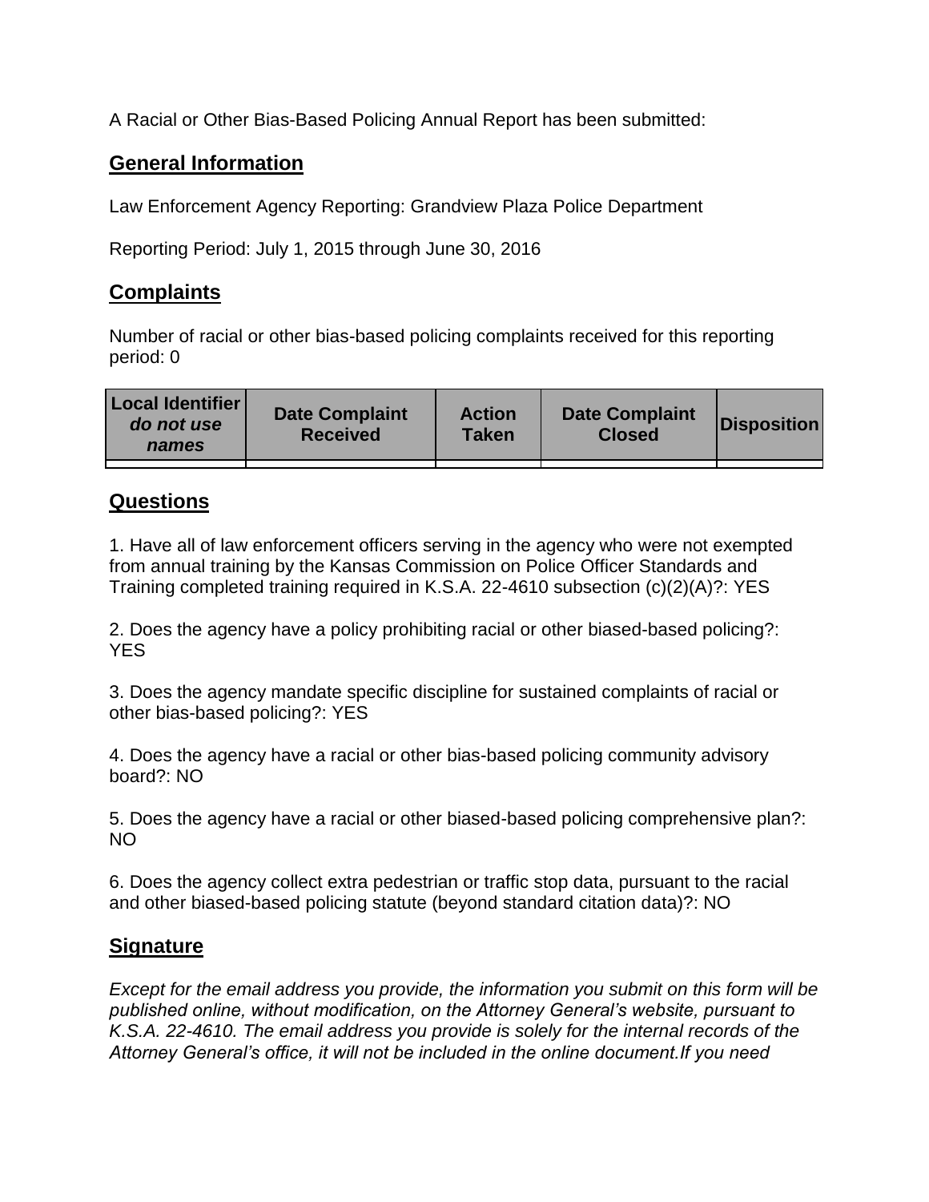A Racial or Other Bias-Based Policing Annual Report has been submitted:

## General Information

Law Enforcement Agency Reporting: Grandview Plaza Police Department

Reporting Period: July 1, 2015 through June 30, 2016

## Complaints

Number of racial or other bias-based policing complaints received for this reporting period: 0

| **Local Identifier** ***do not use names*** | **Date Complaint Received** | **Action Taken** | **Date Complaint Closed** | **Disposition** |
|---|---|---|---|---|
| | | | | |

## Questions

1. Have all of law enforcement officers serving in the agency who were not exempted from annual training by the Kansas Commission on Police Officer Standards and Training completed training required in K.S.A. 22-4610 subsection (c)(2)(A)?: YES

2. Does the agency have a policy prohibiting racial or other biased-based policing?: YES

3. Does the agency mandate specific discipline for sustained complaints of racial or other bias-based policing?: YES

4. Does the agency have a racial or other bias-based policing community advisory board?: NO

5. Does the agency have a racial or other biased-based policing comprehensive plan?: NO

6. Does the agency collect extra pedestrian or traffic stop data, pursuant to the racial and other biased-based policing statute (beyond standard citation data)?: NO

## Signature

*Except for the email address you provide, the information you submit on this form will be published online, without modification, on the Attorney General's website, pursuant to K.S.A. 22-4610. The email address you provide is solely for the internal records of the Attorney General's office, it will not be included in the online document.If you need*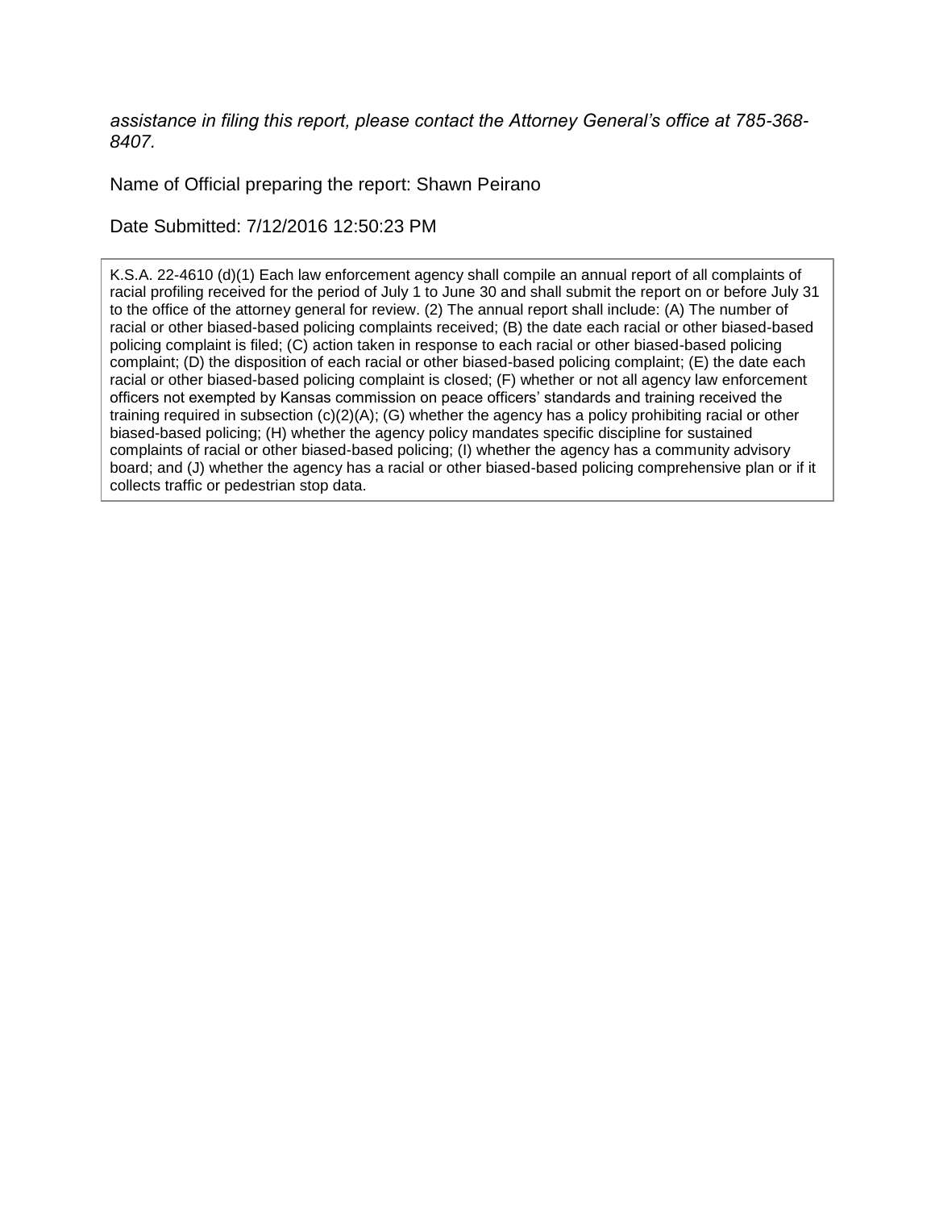*assistance in filing this report, please contact the Attorney General's office at 785-368-8407.*

Name of Official preparing the report: Shawn Peirano

Date Submitted: 7/12/2016 12:50:23 PM

K.S.A. 22-4610 (d)(1) Each law enforcement agency shall compile an annual report of all complaints of racial profiling received for the period of July 1 to June 30 and shall submit the report on or before July 31 to the office of the attorney general for review. (2) The annual report shall include: (A) The number of racial or other biased-based policing complaints received; (B) the date each racial or other biased-based policing complaint is filed; (C) action taken in response to each racial or other biased-based policing complaint; (D) the disposition of each racial or other biased-based policing complaint; (E) the date each racial or other biased-based policing complaint is closed; (F) whether or not all agency law enforcement officers not exempted by Kansas commission on peace officers' standards and training received the training required in subsection (c)(2)(A); (G) whether the agency has a policy prohibiting racial or other biased-based policing; (H) whether the agency policy mandates specific discipline for sustained complaints of racial or other biased-based policing; (I) whether the agency has a community advisory board; and (J) whether the agency has a racial or other biased-based policing comprehensive plan or if it collects traffic or pedestrian stop data.